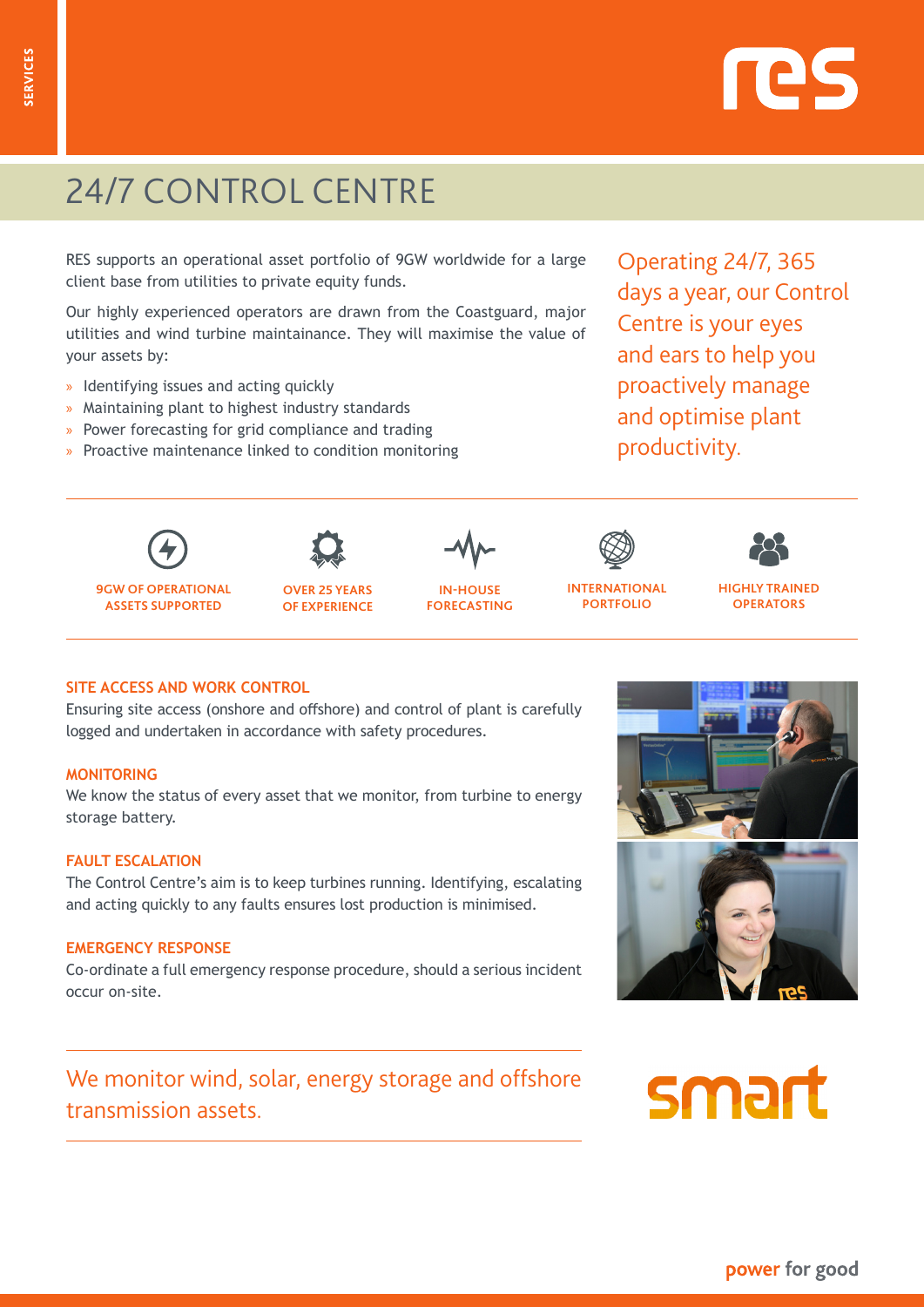SERVICES

# 24/7 CONTROL CENTRE

RES supports an operational asset portfolio of 9GW worldwide for a large client base from utilities to private equity funds.

Our highly experienced operators are drawn from the Coastguard, major utilities and wind turbine maintainance. They will maximise the value of your assets by:

- Identifying issues and acting quickly
- Maintaining plant to highest industry standards
- Power forecasting for grid compliance and trading
- Proactive maintenance linked to condition monitoring

Operating 24/7, 365 days a year, our Control Centre is your eyes and ears to help you proactively manage and optimise plant productivity.

**9GW OF OPERATIONAL ASSETS SUPPORTED**

**OVER 25 YEARS OF EXPERIENCE**

**IN-HOUSE FORECASTING**

**INTERNATIONAL PORTFOLIO**

**HIGHLY TRAINED OPERATORS**

### SITE ACCESS AND WORK CONTROL

Ensuring site access (onshore and offshore) and control of plant is carefully logged and undertaken in accordance with safety procedures.

### MONITORING

We know the status of every asset that we monitor, from turbine to energy storage battery.

### FAULT ESCALATION

The Control Centre's aim is to keep turbines running. Identifying, escalating and acting quickly to any faults ensures lost production is minimised.

### EMERGENCY RESPONSE

Co-ordinate a full emergency response procedure, should a serious incident occur on-site.

We monitor wind, solar, energy storage and offshore transmission assets.

smart

power for good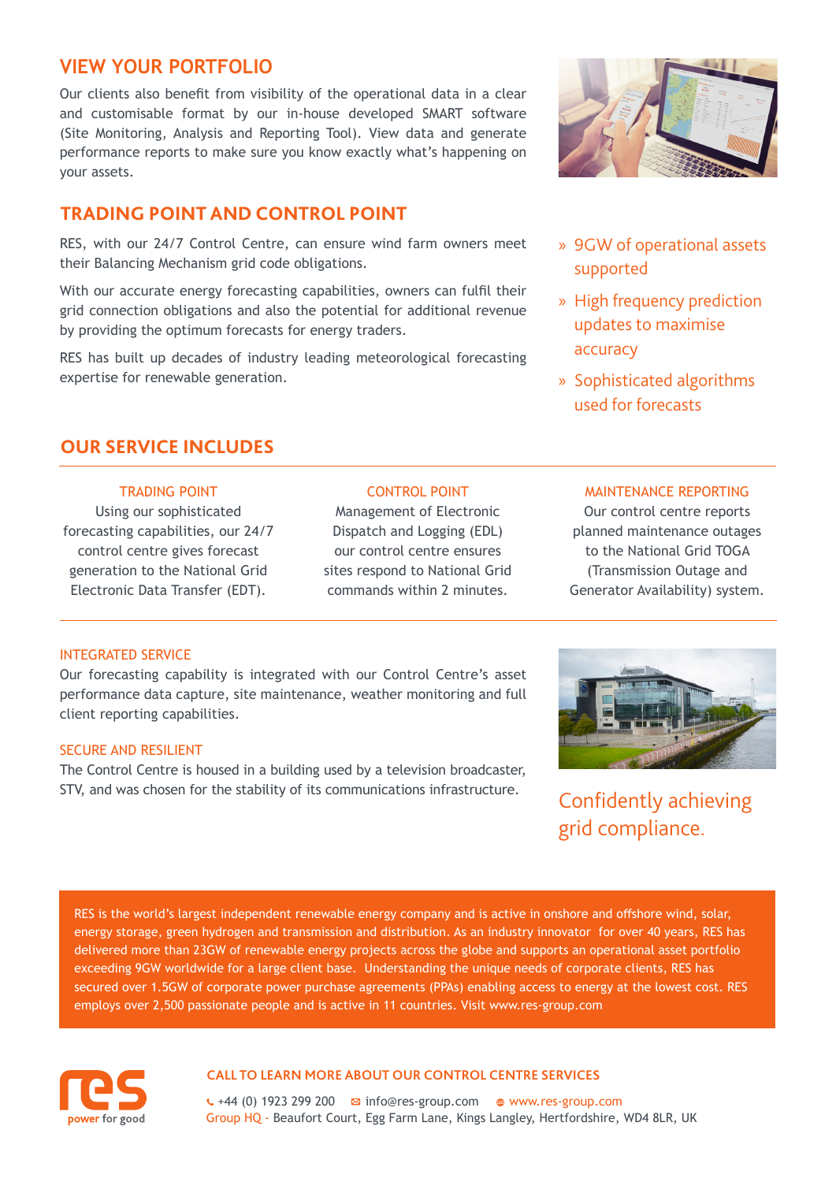## VIEW YOUR PORTFOLIO

Our clients also benefit from visibility of the operational data in a clear and customisable format by our in-house developed SMART software (Site Monitoring, Analysis and Reporting Tool). View data and generate performance reports to make sure you know exactly what's happening on your assets.

## TRADING POINT AND CONTROL POINT

RES, with our 24/7 Control Centre, can ensure wind farm owners meet their Balancing Mechanism grid code obligations.

With our accurate energy forecasting capabilities, owners can fulfil their grid connection obligations and also the potential for additional revenue by providing the optimum forecasts for energy traders.

RES has built up decades of industry leading meteorological forecasting expertise for renewable generation.

- 9GW of operational assets supported
- High frequency prediction updates to maximise accuracy
- Sophisticated algorithms used for forecasts

## OUR SERVICE INCLUDES

### TRADING POINT

Using our sophisticated forecasting capabilities, our 24/7 control centre gives forecast generation to the National Grid Electronic Data Transfer (EDT).

### CONTROL POINT

Management of Electronic Dispatch and Logging (EDL) our control centre ensures sites respond to National Grid commands within 2 minutes.

### MAINTENANCE REPORTING

Our control centre reports planned maintenance outages to the National Grid TOGA (Transmission Outage and Generator Availability) system.

### INTEGRATED SERVICE

Our forecasting capability is integrated with our Control Centre's asset performance data capture, site maintenance, weather monitoring and full client reporting capabilities.

### SECURE AND RESILIENT

The Control Centre is housed in a building used by a television broadcaster, STV, and was chosen for the stability of its communications infrastructure.

Confidently achieving grid compliance.

RES is the world's largest independent renewable energy company and is active in onshore and offshore wind, solar, energy storage, green hydrogen and transmission and distribution. As an industry innovator for over 40 years, RES has delivered more than 23GW of renewable energy projects across the globe and supports an operational asset portfolio exceeding 9GW worldwide for a large client base. Understanding the unique needs of corporate clients, RES has secured over 1.5GW of corporate power purchase agreements (PPAs) enabling access to energy at the lowest cost. RES employs over 2,500 passionate people and is active in 11 countries. Visit www.res-group.com

res
power for good

**CALL TO LEARN MORE ABOUT OUR CONTROL CENTRE SERVICES**

+44 (0) 1923 299 200 info@res-group.com www.res-group.com
Group HQ - Beaufort Court, Egg Farm Lane, Kings Langley, Hertfordshire, WD4 8LR, UK